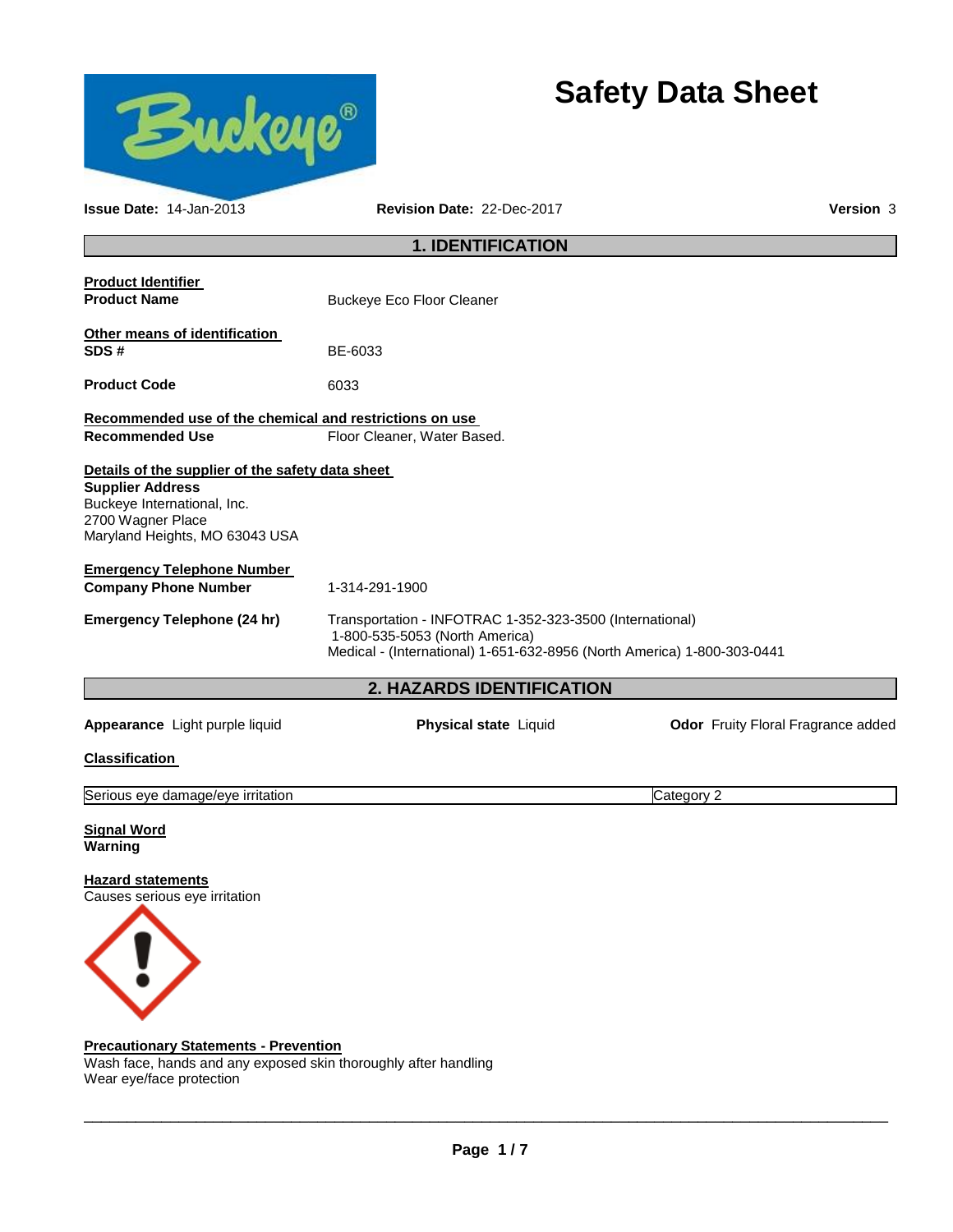# Safety Data Sheet

**Issue Date:** 14-Jan-2013 **Revision Date:** 22-Dec-2017 **Version** 3

## 1. IDENTIFICATION

**Product Identifier**

**Product Name** Buckeye Eco Floor Cleaner

**Other means of identification**

**SDS #** BE-6033

**Product Code** 6033

**Recommended use of the chemical and restrictions on use**

**Recommended Use** Floor Cleaner, Water Based.

**Details of the supplier of the safety data sheet**

**Supplier Address**
Buckeye International, Inc.
2700 Wagner Place
Maryland Heights, MO 63043 USA

**Emergency Telephone Number**

**Company Phone Number** 1-314-291-1900

**Emergency Telephone (24 hr)** Transportation - INFOTRAC 1-352-323-3500 (International)
1-800-535-5053 (North America)
Medical - (International) 1-651-632-8956 (North America) 1-800-303-0441

## 2. HAZARDS IDENTIFICATION

**Appearance** Light purple liquid **Physical state** Liquid **Odor** Fruity Floral Fragrance added

**Classification**

| Serious eye damage/eye irritation | Category 2 |
|---|---|

**Signal Word**
**Warning**

**Hazard statements**
Causes serious eye irritation

**Precautionary Statements - Prevention**
Wash face, hands and any exposed skin thoroughly after handling
Wear eye/face protection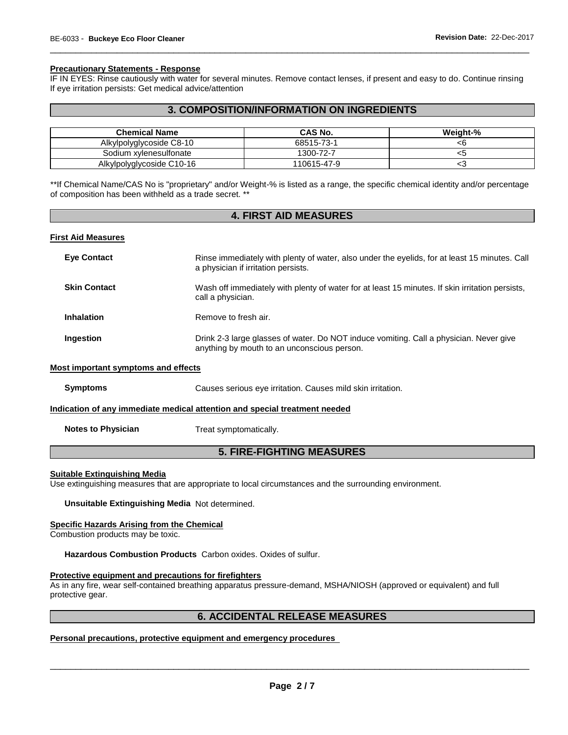#### Precautionary Statements - Response

IF IN EYES: Rinse cautiously with water for several minutes. Remove contact lenses, if present and easy to do. Continue rinsing
If eye irritation persists: Get medical advice/attention

## 3. COMPOSITION/INFORMATION ON INGREDIENTS

| Chemical Name | CAS No. | Weight-% |
|---|---|---|
| Alkylpolyglycoside C8-10 | 68515-73-1 | <6 |
| Sodium xylenesulfonate | 1300-72-7 | <5 |
| Alkylpolyglycoside C10-16 | 110615-47-9 | <3 |

**If Chemical Name/CAS No is "proprietary" and/or Weight-% is listed as a range, the specific chemical identity and/or percentage of composition has been withheld as a trade secret. **

## 4. FIRST AID MEASURES

#### First Aid Measures

**Eye Contact** Rinse immediately with plenty of water, also under the eyelids, for at least 15 minutes. Call a physician if irritation persists.

**Skin Contact** Wash off immediately with plenty of water for at least 15 minutes. If skin irritation persists, call a physician.

**Inhalation** Remove to fresh air.

**Ingestion** Drink 2-3 large glasses of water. Do NOT induce vomiting. Call a physician. Never give anything by mouth to an unconscious person.

#### Most important symptoms and effects

**Symptoms** Causes serious eye irritation. Causes mild skin irritation.

#### Indication of any immediate medical attention and special treatment needed

**Notes to Physician** Treat symptomatically.

## 5. FIRE-FIGHTING MEASURES

#### Suitable Extinguishing Media

Use extinguishing measures that are appropriate to local circumstances and the surrounding environment.

**Unsuitable Extinguishing Media** Not determined.

#### Specific Hazards Arising from the Chemical

Combustion products may be toxic.

**Hazardous Combustion Products** Carbon oxides. Oxides of sulfur.

#### Protective equipment and precautions for firefighters

As in any fire, wear self-contained breathing apparatus pressure-demand, MSHA/NIOSH (approved or equivalent) and full protective gear.

## 6. ACCIDENTAL RELEASE MEASURES

#### Personal precautions, protective equipment and emergency procedures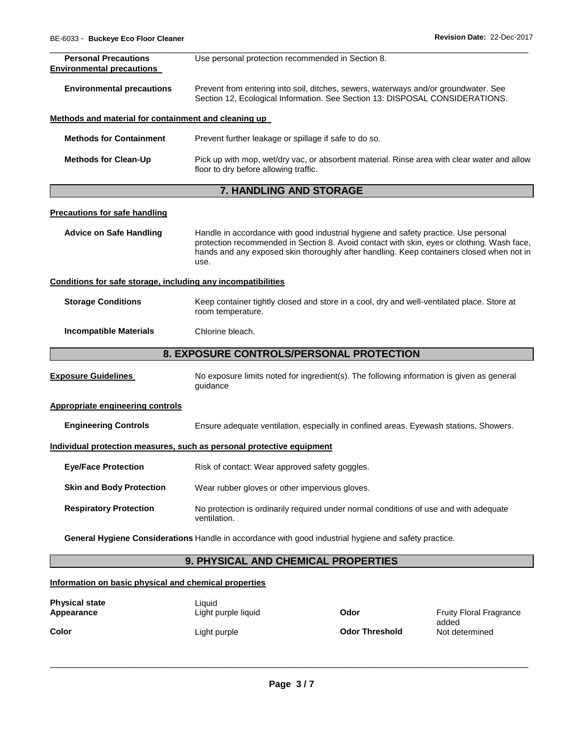**Personal Precautions** Use personal protection recommended in Section 8.

**Environmental precautions**

**Environmental precautions** Prevent from entering into soil, ditches, sewers, waterways and/or groundwater. See Section 12, Ecological Information. See Section 13: DISPOSAL CONSIDERATIONS.

**Methods and material for containment and cleaning up**

**Methods for Containment** Prevent further leakage or spillage if safe to do so.

**Methods for Clean-Up** Pick up with mop, wet/dry vac, or absorbent material. Rinse area with clear water and allow floor to dry before allowing traffic.

## 7. HANDLING AND STORAGE

**Precautions for safe handling**

**Advice on Safe Handling** Handle in accordance with good industrial hygiene and safety practice. Use personal protection recommended in Section 8. Avoid contact with skin, eyes or clothing. Wash face, hands and any exposed skin thoroughly after handling. Keep containers closed when not in use.

**Conditions for safe storage, including any incompatibilities**

**Storage Conditions** Keep container tightly closed and store in a cool, dry and well-ventilated place. Store at room temperature.

**Incompatible Materials** Chlorine bleach.

## 8. EXPOSURE CONTROLS/PERSONAL PROTECTION

**Exposure Guidelines** No exposure limits noted for ingredient(s). The following information is given as general guidance

**Appropriate engineering controls**

**Engineering Controls** Ensure adequate ventilation, especially in confined areas. Eyewash stations. Showers.

**Individual protection measures, such as personal protective equipment**

**Eye/Face Protection** Risk of contact: Wear approved safety goggles.

**Skin and Body Protection** Wear rubber gloves or other impervious gloves.

**Respiratory Protection** No protection is ordinarily required under normal conditions of use and with adequate ventilation.

**General Hygiene Considerations** Handle in accordance with good industrial hygiene and safety practice.

## 9. PHYSICAL AND CHEMICAL PROPERTIES

**Information on basic physical and chemical properties**

| | | | |
|---|---|---|---|
| **Physical state** | Liquid | | |
| **Appearance** | Light purple liquid | **Odor** | Fruity Floral Fragrance added |
| **Color** | Light purple | **Odor Threshold** | Not determined |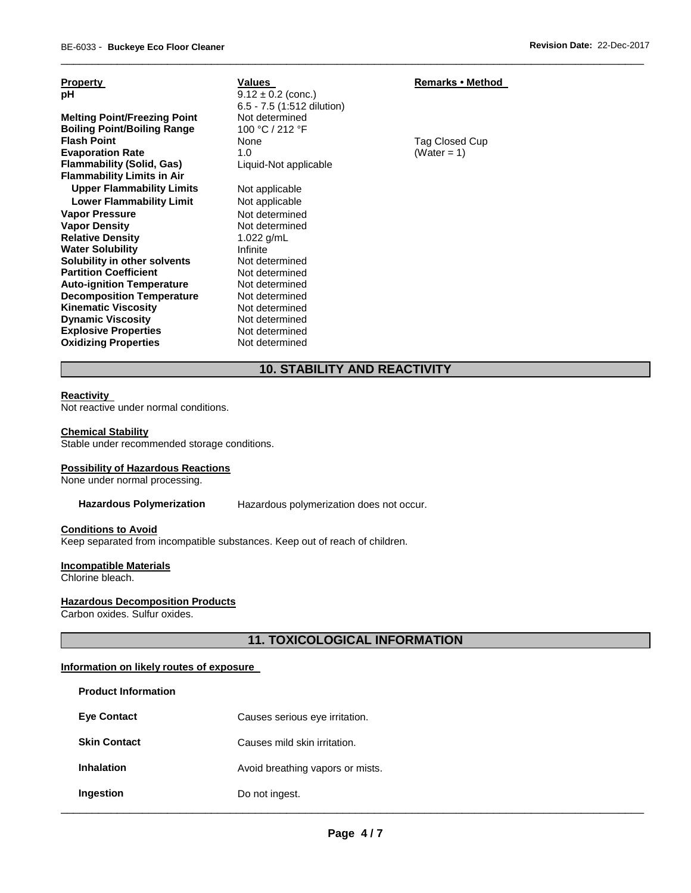| Property | Values | Remarks • Method |
| --- | --- | --- |
| **pH** | 9.12 ± 0.2 (conc.)<br>6.5 - 7.5 (1:512 dilution) | |
| **Melting Point/Freezing Point** | Not determined | |
| **Boiling Point/Boiling Range** | 100 °C / 212 °F | |
| **Flash Point** | None | Tag Closed Cup |
| **Evaporation Rate** | 1.0 | (Water = 1) |
| **Flammability (Solid, Gas)** | Liquid-Not applicable | |
| **Flammability Limits in Air** | | |
| **Upper Flammability Limits** | Not applicable | |
| **Lower Flammability Limit** | Not applicable | |
| **Vapor Pressure** | Not determined | |
| **Vapor Density** | Not determined | |
| **Relative Density** | 1.022 g/mL | |
| **Water Solubility** | Infinite | |
| **Solubility in other solvents** | Not determined | |
| **Partition Coefficient** | Not determined | |
| **Auto-ignition Temperature** | Not determined | |
| **Decomposition Temperature** | Not determined | |
| **Kinematic Viscosity** | Not determined | |
| **Dynamic Viscosity** | Not determined | |
| **Explosive Properties** | Not determined | |
| **Oxidizing Properties** | Not determined | |

## 10. STABILITY AND REACTIVITY

**Reactivity**
Not reactive under normal conditions.

**Chemical Stability**
Stable under recommended storage conditions.

**Possibility of Hazardous Reactions**
None under normal processing.

**Hazardous Polymerization** Hazardous polymerization does not occur.

**Conditions to Avoid**
Keep separated from incompatible substances. Keep out of reach of children.

**Incompatible Materials**
Chlorine bleach.

**Hazardous Decomposition Products**
Carbon oxides. Sulfur oxides.

## 11. TOXICOLOGICAL INFORMATION

**Information on likely routes of exposure**

**Product Information**

| | |
| --- | --- |
| **Eye Contact** | Causes serious eye irritation. |
| **Skin Contact** | Causes mild skin irritation. |
| **Inhalation** | Avoid breathing vapors or mists. |
| **Ingestion** | Do not ingest. |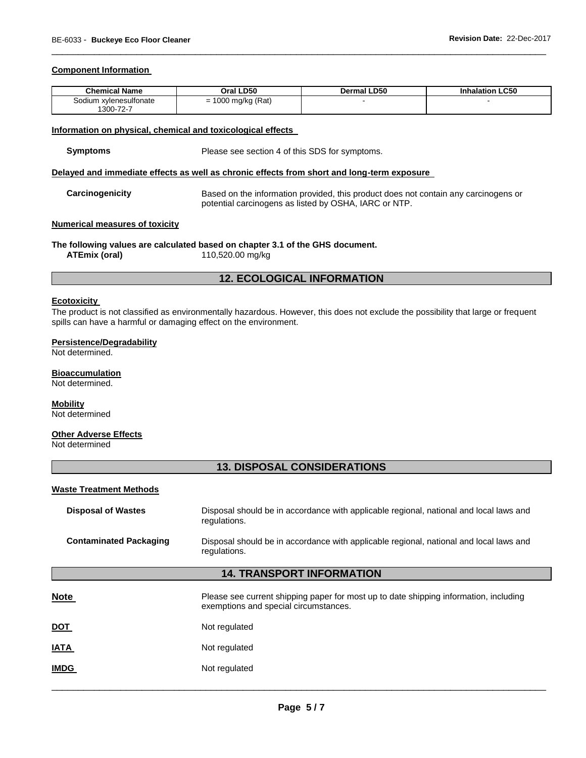#### Component Information

| Chemical Name | Oral LD50 | Dermal LD50 | Inhalation LC50 |
|---|---|---|---|
| Sodium xylenesulfonate 1300-72-7 | = 1000 mg/kg (Rat) | - | - |

#### Information on physical, chemical and toxicological effects

**Symptoms** Please see section 4 of this SDS for symptoms.

#### Delayed and immediate effects as well as chronic effects from short and long-term exposure

**Carcinogenicity** Based on the information provided, this product does not contain any carcinogens or potential carcinogens as listed by OSHA, IARC or NTP.

#### Numerical measures of toxicity

**The following values are calculated based on chapter 3.1 of the GHS document.**

**ATEmix (oral)** 110,520.00 mg/kg

## 12. ECOLOGICAL INFORMATION

#### Ecotoxicity

The product is not classified as environmentally hazardous. However, this does not exclude the possibility that large or frequent spills can have a harmful or damaging effect on the environment.

#### Persistence/Degradability

Not determined.

#### Bioaccumulation

Not determined.

#### Mobility

Not determined

#### Other Adverse Effects

Not determined

## 13. DISPOSAL CONSIDERATIONS

#### Waste Treatment Methods

**Disposal of Wastes** Disposal should be in accordance with applicable regional, national and local laws and regulations.

**Contaminated Packaging** Disposal should be in accordance with applicable regional, national and local laws and regulations.

## 14. TRANSPORT INFORMATION

**Note** Please see current shipping paper for most up to date shipping information, including exemptions and special circumstances.

**DOT** Not regulated

**IATA** Not regulated

**IMDG** Not regulated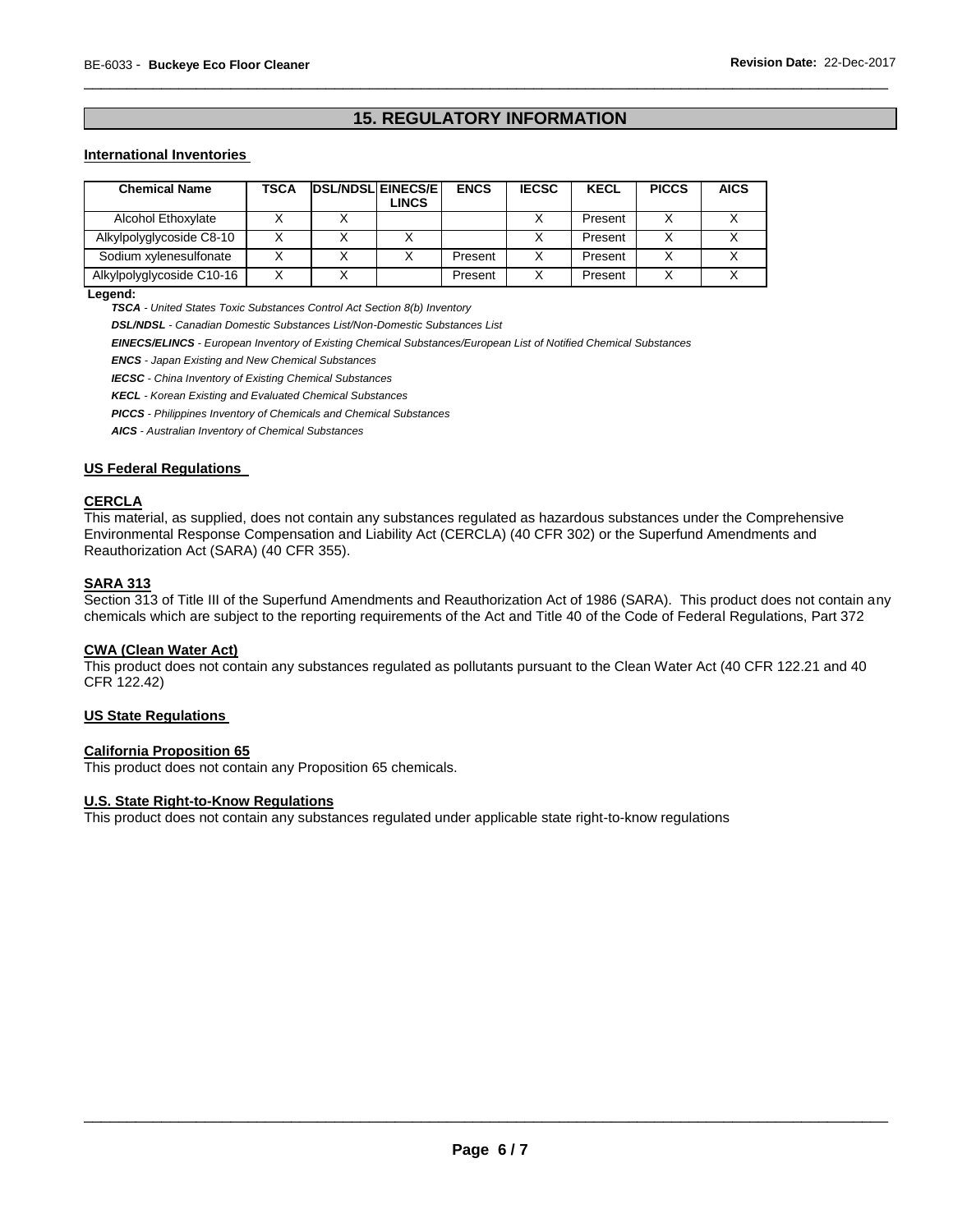## 15. REGULATORY INFORMATION

### International Inventories

| Chemical Name | TSCA | DSL/NDSL | EINECS/ELINCS | ENCS | IECSC | KECL | PICCS | AICS |
|---|---|---|---|---|---|---|---|---|
| Alcohol Ethoxylate | X | X | | | X | Present | X | X |
| Alkylpolyglycoside C8-10 | X | X | X | | X | Present | X | X |
| Sodium xylenesulfonate | X | X | X | Present | X | Present | X | X |
| Alkylpolyglycoside C10-16 | X | X | | Present | X | Present | X | X |

**Legend:**

***TSCA*** *- United States Toxic Substances Control Act Section 8(b) Inventory*

***DSL/NDSL*** *- Canadian Domestic Substances List/Non-Domestic Substances List*

***EINECS/ELINCS*** *- European Inventory of Existing Chemical Substances/European List of Notified Chemical Substances*

***ENCS*** *- Japan Existing and New Chemical Substances*

***IECSC*** *- China Inventory of Existing Chemical Substances*

***KECL*** *- Korean Existing and Evaluated Chemical Substances*

***PICCS*** *- Philippines Inventory of Chemicals and Chemical Substances*

***AICS*** *- Australian Inventory of Chemical Substances*

### US Federal Regulations

#### CERCLA

This material, as supplied, does not contain any substances regulated as hazardous substances under the Comprehensive Environmental Response Compensation and Liability Act (CERCLA) (40 CFR 302) or the Superfund Amendments and Reauthorization Act (SARA) (40 CFR 355).

#### SARA 313

Section 313 of Title III of the Superfund Amendments and Reauthorization Act of 1986 (SARA). This product does not contain any chemicals which are subject to the reporting requirements of the Act and Title 40 of the Code of Federal Regulations, Part 372

#### CWA (Clean Water Act)

This product does not contain any substances regulated as pollutants pursuant to the Clean Water Act (40 CFR 122.21 and 40 CFR 122.42)

### US State Regulations

#### California Proposition 65

This product does not contain any Proposition 65 chemicals.

#### U.S. State Right-to-Know Regulations

This product does not contain any substances regulated under applicable state right-to-know regulations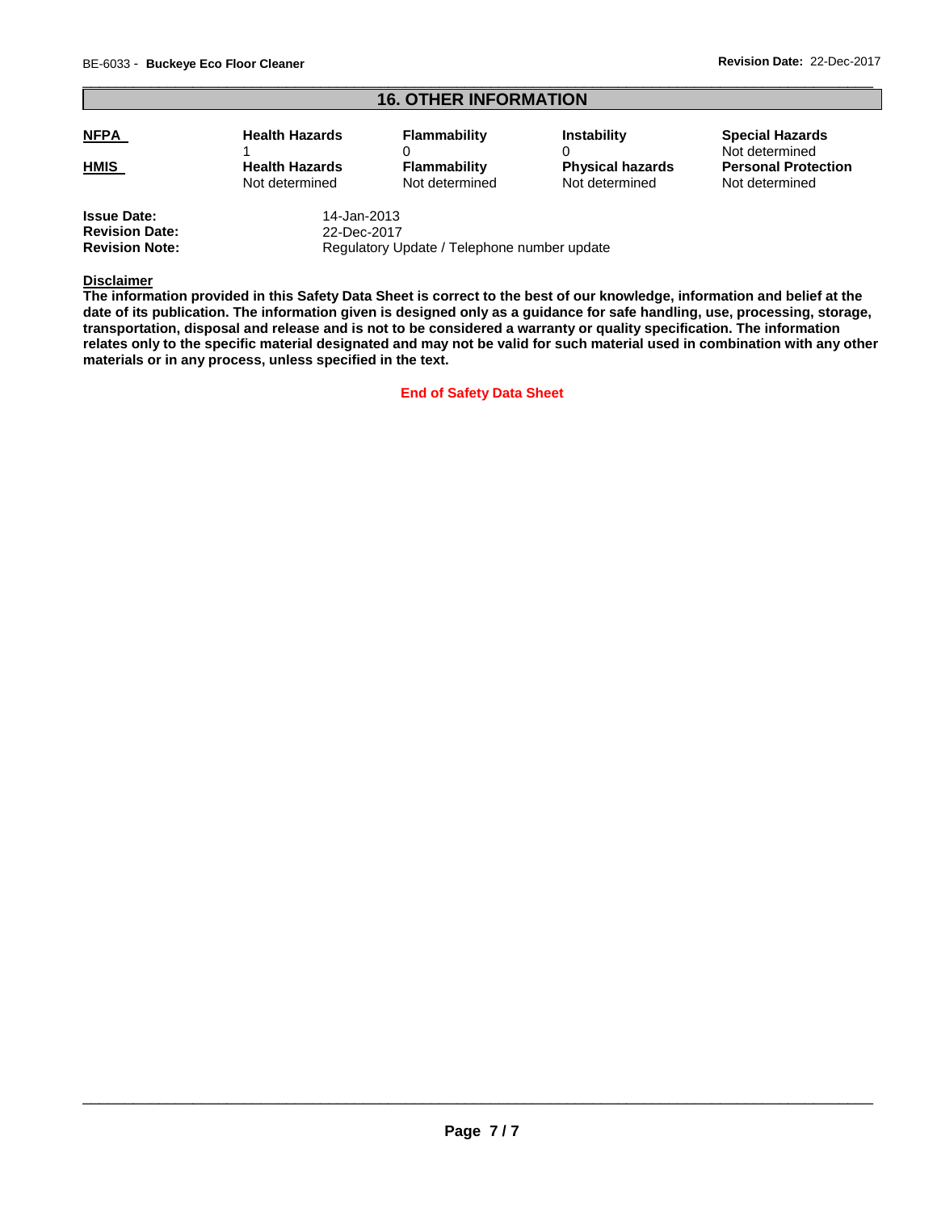## 16. OTHER INFORMATION

| | | | | |
|---|---|---|---|---|
| **NFPA** | **Health Hazards** 1 | **Flammability** 0 | **Instability** 0 | **Special Hazards** Not determined |
| **HMIS** | **Health Hazards** Not determined | **Flammability** Not determined | **Physical hazards** Not determined | **Personal Protection** Not determined |

**Issue Date:** 14-Jan-2013
**Revision Date:** 22-Dec-2017
**Revision Note:** Regulatory Update / Telephone number update

**Disclaimer**

**The information provided in this Safety Data Sheet is correct to the best of our knowledge, information and belief at the date of its publication. The information given is designed only as a guidance for safe handling, use, processing, storage, transportation, disposal and release and is not to be considered a warranty or quality specification. The information relates only to the specific material designated and may not be valid for such material used in combination with any other materials or in any process, unless specified in the text.**

**End of Safety Data Sheet**